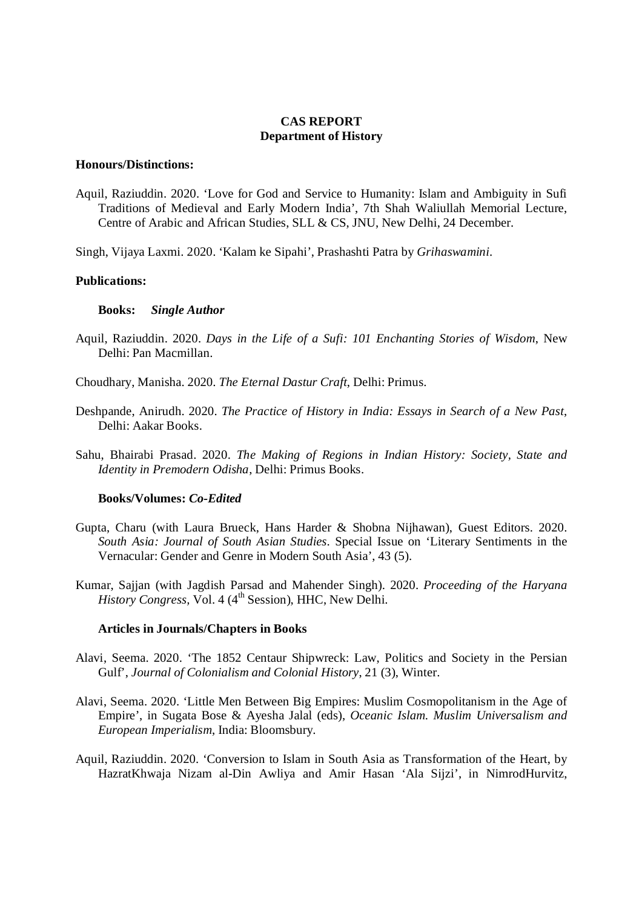**CAS REPORT**
**Department of History**

**Honours/Distinctions:**

Aquil, Raziuddin. 2020. 'Love for God and Service to Humanity: Islam and Ambiguity in Sufi Traditions of Medieval and Early Modern India', 7th Shah Waliullah Memorial Lecture, Centre of Arabic and African Studies, SLL & CS, JNU, New Delhi, 24 December.

Singh, Vijaya Laxmi. 2020. 'Kalam ke Sipahi', Prashashti Patra by *Grihaswamini*.

**Publications:**

**Books:** ***Single Author***

Aquil, Raziuddin. 2020. *Days in the Life of a Sufi: 101 Enchanting Stories of Wisdom*, New Delhi: Pan Macmillan.

Choudhary, Manisha. 2020. *The Eternal Dastur Craft*, Delhi: Primus.

Deshpande, Anirudh. 2020. *The Practice of History in India: Essays in Search of a New Past*, Delhi: Aakar Books.

Sahu, Bhairabi Prasad. 2020. *The Making of Regions in Indian History: Society, State and Identity in Premodern Odisha*, Delhi: Primus Books.

**Books/Volumes:** ***Co-Edited***

Gupta, Charu (with Laura Brueck, Hans Harder & Shobna Nijhawan), Guest Editors. 2020. *South Asia: Journal of South Asian Studies*. Special Issue on 'Literary Sentiments in the Vernacular: Gender and Genre in Modern South Asia', 43 (5).

Kumar, Sajjan (with Jagdish Parsad and Mahender Singh). 2020. *Proceeding of the Haryana History Congress*, Vol. 4 (4th Session), HHC, New Delhi.

**Articles in Journals/Chapters in Books**

Alavi, Seema. 2020. 'The 1852 Centaur Shipwreck: Law, Politics and Society in the Persian Gulf', *Journal of Colonialism and Colonial History*, 21 (3), Winter.

Alavi, Seema. 2020. 'Little Men Between Big Empires: Muslim Cosmopolitanism in the Age of Empire', in Sugata Bose & Ayesha Jalal (eds), *Oceanic Islam. Muslim Universalism and European Imperialism*, India: Bloomsbury.

Aquil, Raziuddin. 2020. 'Conversion to Islam in South Asia as Transformation of the Heart, by HazratKhwaja Nizam al-Din Awliya and Amir Hasan 'Ala Sijzi', in NimrodHurvitz,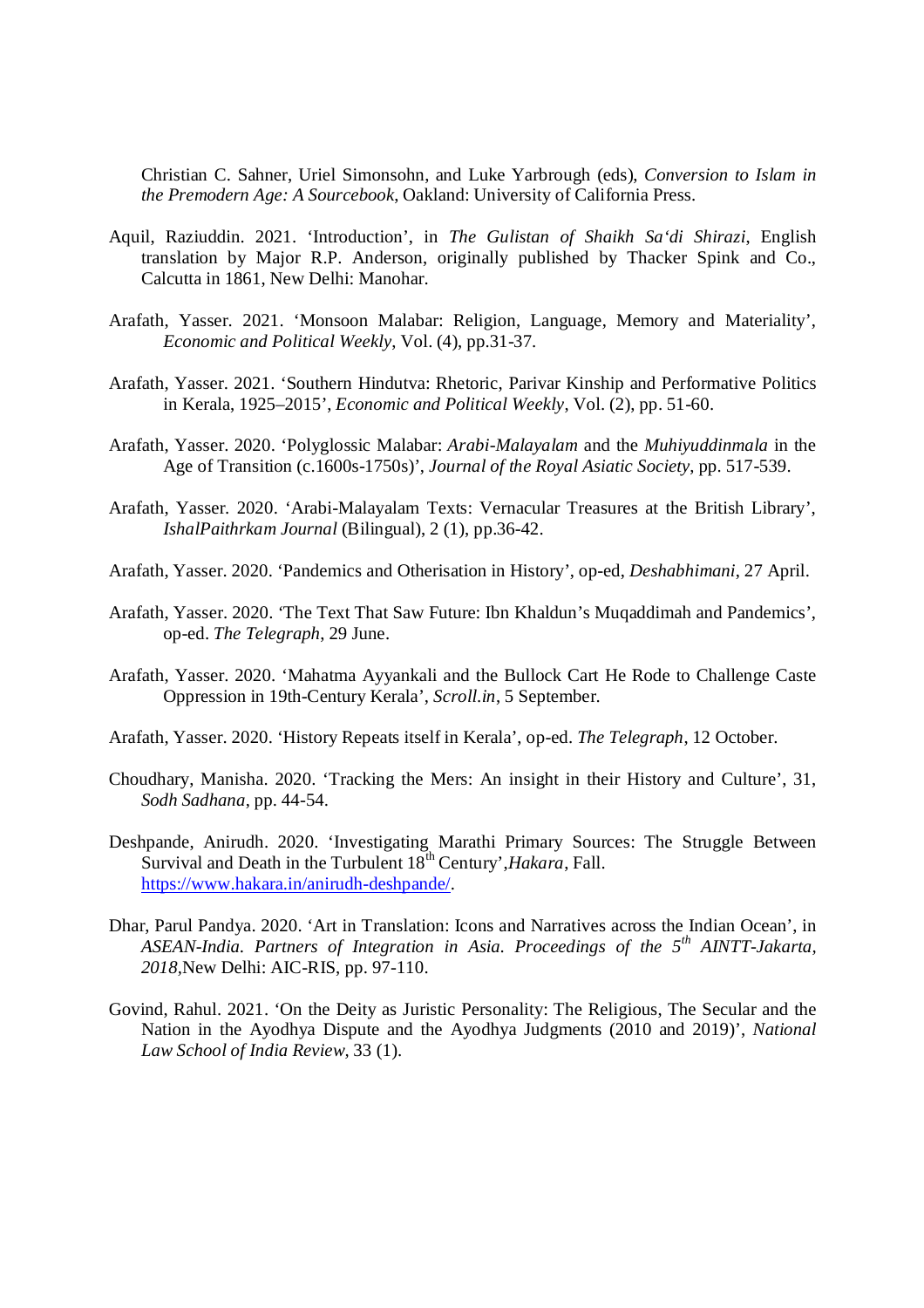Christian C. Sahner, Uriel Simonsohn, and Luke Yarbrough (eds), *Conversion to Islam in the Premodern Age: A Sourcebook*, Oakland: University of California Press.

Aquil, Raziuddin. 2021. 'Introduction', in *The Gulistan of Shaikh Sa'di Shirazi*, English translation by Major R.P. Anderson, originally published by Thacker Spink and Co., Calcutta in 1861, New Delhi: Manohar.

Arafath, Yasser. 2021. 'Monsoon Malabar: Religion, Language, Memory and Materiality', *Economic and Political Weekly*, Vol. (4), pp.31-37.

Arafath, Yasser. 2021. 'Southern Hindutva: Rhetoric, Parivar Kinship and Performative Politics in Kerala, 1925–2015', *Economic and Political Weekly*, Vol. (2), pp. 51-60.

Arafath, Yasser. 2020. 'Polyglossic Malabar: *Arabi-Malayalam* and the *Muhiyuddinmala* in the Age of Transition (c.1600s-1750s)', *Journal of the Royal Asiatic Society*, pp. 517-539.

Arafath, Yasser. 2020. 'Arabi-Malayalam Texts: Vernacular Treasures at the British Library', *IshalPaithrkam Journal* (Bilingual), 2 (1), pp.36-42.

Arafath, Yasser. 2020. 'Pandemics and Otherisation in History', op-ed, *Deshabhimani*, 27 April.

Arafath, Yasser. 2020. 'The Text That Saw Future: Ibn Khaldun's Muqaddimah and Pandemics', op-ed. *The Telegraph*, 29 June.

Arafath, Yasser. 2020. 'Mahatma Ayyankali and the Bullock Cart He Rode to Challenge Caste Oppression in 19th-Century Kerala', *Scroll.in*, 5 September.

Arafath, Yasser. 2020. 'History Repeats itself in Kerala', op-ed. *The Telegraph*, 12 October.

Choudhary, Manisha. 2020. 'Tracking the Mers: An insight in their History and Culture', 31, *Sodh Sadhana*, pp. 44-54.

Deshpande, Anirudh. 2020. 'Investigating Marathi Primary Sources: The Struggle Between Survival and Death in the Turbulent 18th Century',*Hakara*, Fall. https://www.hakara.in/anirudh-deshpande/.

Dhar, Parul Pandya. 2020. 'Art in Translation: Icons and Narratives across the Indian Ocean', in *ASEAN-India. Partners of Integration in Asia. Proceedings of the 5th AINTT-Jakarta, 2018*,New Delhi: AIC-RIS, pp. 97-110.

Govind, Rahul. 2021. 'On the Deity as Juristic Personality: The Religious, The Secular and the Nation in the Ayodhya Dispute and the Ayodhya Judgments (2010 and 2019)', *National Law School of India Review*, 33 (1).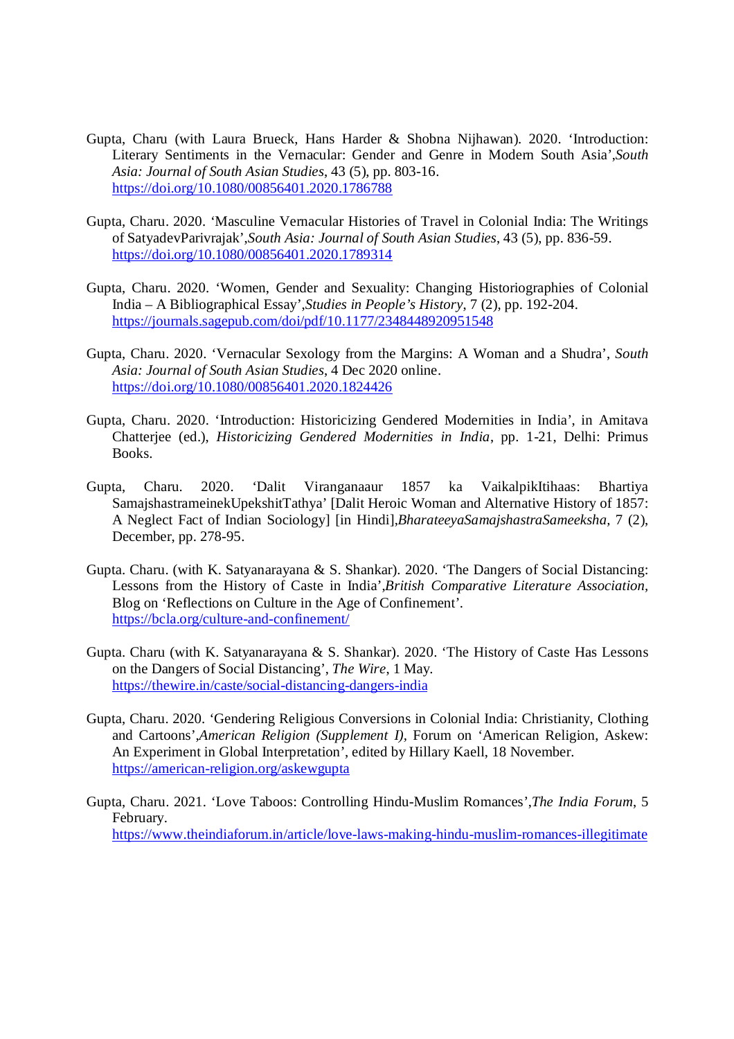Gupta, Charu (with Laura Brueck, Hans Harder & Shobna Nijhawan). 2020. 'Introduction: Literary Sentiments in the Vernacular: Gender and Genre in Modern South Asia',*South Asia: Journal of South Asian Studies*, 43 (5), pp. 803-16. https://doi.org/10.1080/00856401.2020.1786788

Gupta, Charu. 2020. 'Masculine Vernacular Histories of Travel in Colonial India: The Writings of SatyadevParivrajak',*South Asia: Journal of South Asian Studies*, 43 (5), pp. 836-59. https://doi.org/10.1080/00856401.2020.1789314

Gupta, Charu. 2020. 'Women, Gender and Sexuality: Changing Historiographies of Colonial India – A Bibliographical Essay',*Studies in People's History*, 7 (2), pp. 192-204. https://journals.sagepub.com/doi/pdf/10.1177/2348448920951548

Gupta, Charu. 2020. 'Vernacular Sexology from the Margins: A Woman and a Shudra', *South Asia: Journal of South Asian Studies*, 4 Dec 2020 online. https://doi.org/10.1080/00856401.2020.1824426

Gupta, Charu. 2020. 'Introduction: Historicizing Gendered Modernities in India', in Amitava Chatterjee (ed.), *Historicizing Gendered Modernities in India*, pp. 1-21, Delhi: Primus Books.

Gupta, Charu. 2020. 'Dalit Viranganaaur 1857 ka VaikalpikItihaas: Bhartiya SamajshastrameinekUpekshitTathya' [Dalit Heroic Woman and Alternative History of 1857: A Neglect Fact of Indian Sociology] [in Hindi],*BharateeyaSamajshastraSameeksha*, 7 (2), December, pp. 278-95.

Gupta. Charu. (with K. Satyanarayana & S. Shankar). 2020. 'The Dangers of Social Distancing: Lessons from the History of Caste in India',*British Comparative Literature Association*, Blog on 'Reflections on Culture in the Age of Confinement'. https://bcla.org/culture-and-confinement/

Gupta. Charu (with K. Satyanarayana & S. Shankar). 2020. 'The History of Caste Has Lessons on the Dangers of Social Distancing', *The Wire*, 1 May. https://thewire.in/caste/social-distancing-dangers-india

Gupta, Charu. 2020. 'Gendering Religious Conversions in Colonial India: Christianity, Clothing and Cartoons',*American Religion (Supplement I)*, Forum on 'American Religion, Askew: An Experiment in Global Interpretation', edited by Hillary Kaell, 18 November. https://american-religion.org/askewgupta

Gupta, Charu. 2021. 'Love Taboos: Controlling Hindu-Muslim Romances',*The India Forum*, 5 February. https://www.theindiaforum.in/article/love-laws-making-hindu-muslim-romances-illegitimate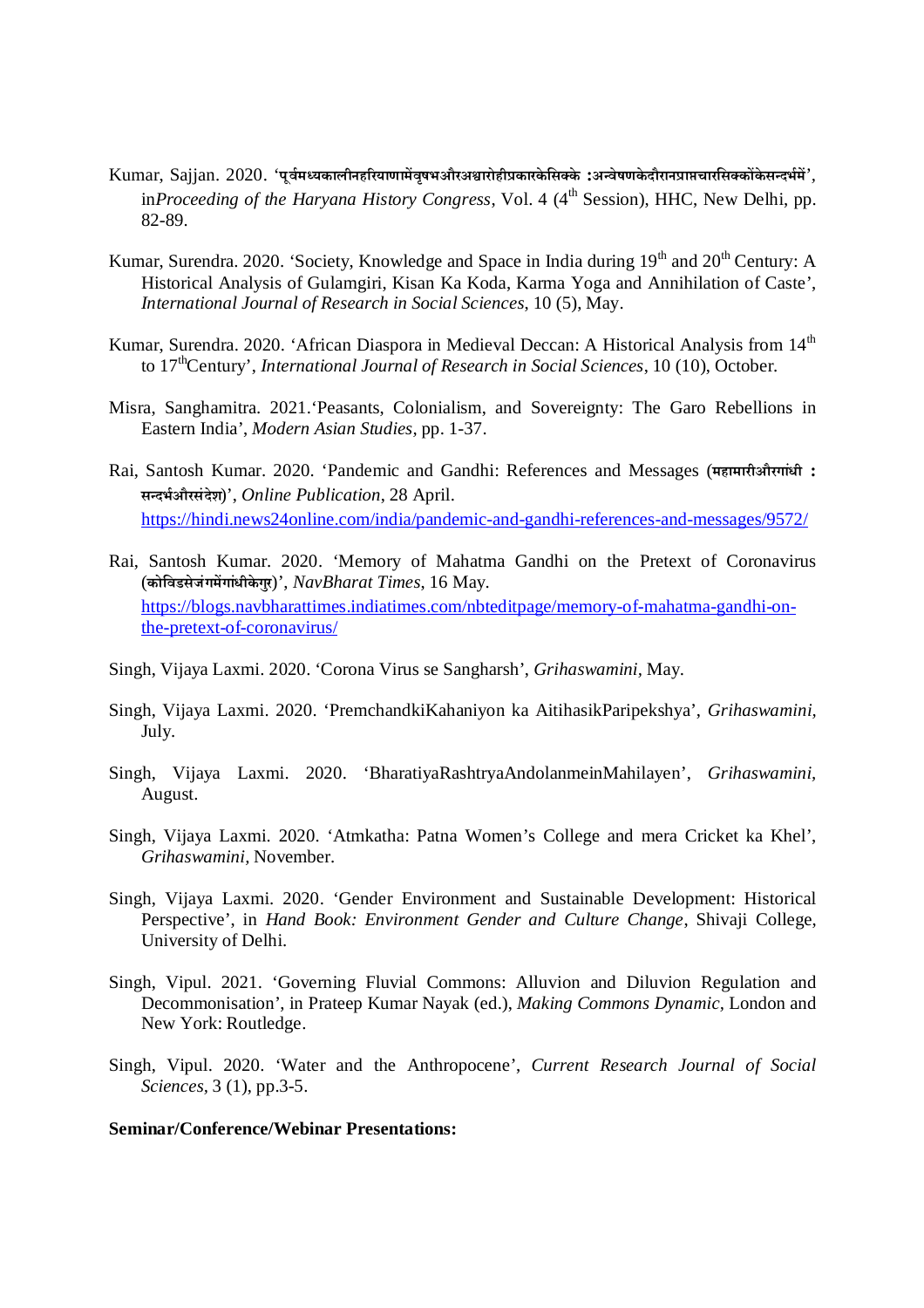Kumar, Sajjan. 2020. 'पूर्वमध्यकालीनहरियाणामेंवृषभऔरअश्वारोहीप्रकारकेसिक्के :अन्वेषणकेदौरानप्राप्तचारसिक्कोंकेसन्दर्भमें', in*Proceeding of the Haryana History Congress*, Vol. 4 (4th Session), HHC, New Delhi, pp. 82-89.

Kumar, Surendra. 2020. 'Society, Knowledge and Space in India during 19th and 20th Century: A Historical Analysis of Gulamgiri, Kisan Ka Koda, Karma Yoga and Annihilation of Caste', *International Journal of Research in Social Sciences*, 10 (5), May.

Kumar, Surendra. 2020. 'African Diaspora in Medieval Deccan: A Historical Analysis from 14th to 17thCentury', *International Journal of Research in Social Sciences*, 10 (10), October.

Misra, Sanghamitra. 2021.'Peasants, Colonialism, and Sovereignty: The Garo Rebellions in Eastern India', *Modern Asian Studies*, pp. 1-37.

Rai, Santosh Kumar. 2020. 'Pandemic and Gandhi: References and Messages (महामारीऔरगांधी : सन्दर्भऔरसंदेश)', *Online Publication*, 28 April. https://hindi.news24online.com/india/pandemic-and-gandhi-references-and-messages/9572/

Rai, Santosh Kumar. 2020. 'Memory of Mahatma Gandhi on the Pretext of Coronavirus (कोविडसेजंगमेंगांधीकेगुर)', *NavBharat Times*, 16 May. https://blogs.navbharattimes.indiatimes.com/nbteditpage/memory-of-mahatma-gandhi-on-the-pretext-of-coronavirus/

Singh, Vijaya Laxmi. 2020. 'Corona Virus se Sangharsh', *Grihaswamini*, May.

Singh, Vijaya Laxmi. 2020. 'PremchandkiKahaniyon ka AitihasikParipekshya', *Grihaswamini*, July.

Singh, Vijaya Laxmi. 2020. 'BharatiyaRashtryaAndolanmeinMahilayen', *Grihaswamini*, August.

Singh, Vijaya Laxmi. 2020. 'Atmkatha: Patna Women's College and mera Cricket ka Khel', *Grihaswamini*, November.

Singh, Vijaya Laxmi. 2020. 'Gender Environment and Sustainable Development: Historical Perspective', in *Hand Book: Environment Gender and Culture Change*, Shivaji College, University of Delhi.

Singh, Vipul. 2021. 'Governing Fluvial Commons: Alluvion and Diluvion Regulation and Decommonisation', in Prateep Kumar Nayak (ed.), *Making Commons Dynamic*, London and New York: Routledge.

Singh, Vipul. 2020. 'Water and the Anthropocene', *Current Research Journal of Social Sciences*, 3 (1), pp.3-5.

**Seminar/Conference/Webinar Presentations:**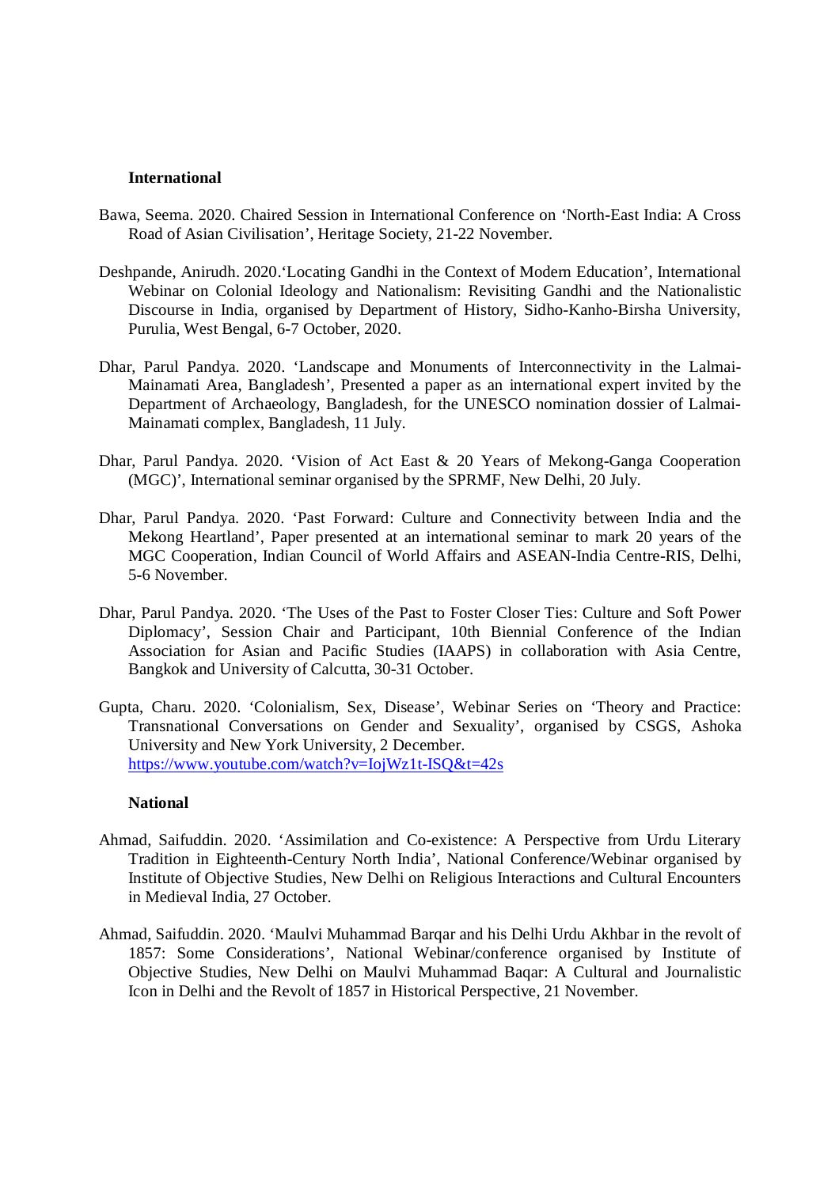**International**

Bawa, Seema. 2020. Chaired Session in International Conference on 'North-East India: A Cross Road of Asian Civilisation', Heritage Society, 21-22 November.

Deshpande, Anirudh. 2020.'Locating Gandhi in the Context of Modern Education', International Webinar on Colonial Ideology and Nationalism: Revisiting Gandhi and the Nationalistic Discourse in India, organised by Department of History, Sidho-Kanho-Birsha University, Purulia, West Bengal, 6-7 October, 2020.

Dhar, Parul Pandya. 2020. 'Landscape and Monuments of Interconnectivity in the Lalmai-Mainamati Area, Bangladesh', Presented a paper as an international expert invited by the Department of Archaeology, Bangladesh, for the UNESCO nomination dossier of Lalmai-Mainamati complex, Bangladesh, 11 July.

Dhar, Parul Pandya. 2020. 'Vision of Act East & 20 Years of Mekong-Ganga Cooperation (MGC)', International seminar organised by the SPRMF, New Delhi, 20 July.

Dhar, Parul Pandya. 2020. 'Past Forward: Culture and Connectivity between India and the Mekong Heartland', Paper presented at an international seminar to mark 20 years of the MGC Cooperation, Indian Council of World Affairs and ASEAN-India Centre-RIS, Delhi, 5-6 November.

Dhar, Parul Pandya. 2020. 'The Uses of the Past to Foster Closer Ties: Culture and Soft Power Diplomacy', Session Chair and Participant, 10th Biennial Conference of the Indian Association for Asian and Pacific Studies (IAAPS) in collaboration with Asia Centre, Bangkok and University of Calcutta, 30-31 October.

Gupta, Charu. 2020. 'Colonialism, Sex, Disease', Webinar Series on 'Theory and Practice: Transnational Conversations on Gender and Sexuality', organised by CSGS, Ashoka University and New York University, 2 December. https://www.youtube.com/watch?v=IojWz1t-ISQ&t=42s

**National**

Ahmad, Saifuddin. 2020. 'Assimilation and Co-existence: A Perspective from Urdu Literary Tradition in Eighteenth-Century North India', National Conference/Webinar organised by Institute of Objective Studies, New Delhi on Religious Interactions and Cultural Encounters in Medieval India, 27 October.

Ahmad, Saifuddin. 2020. 'Maulvi Muhammad Barqar and his Delhi Urdu Akhbar in the revolt of 1857: Some Considerations', National Webinar/conference organised by Institute of Objective Studies, New Delhi on Maulvi Muhammad Baqar: A Cultural and Journalistic Icon in Delhi and the Revolt of 1857 in Historical Perspective, 21 November.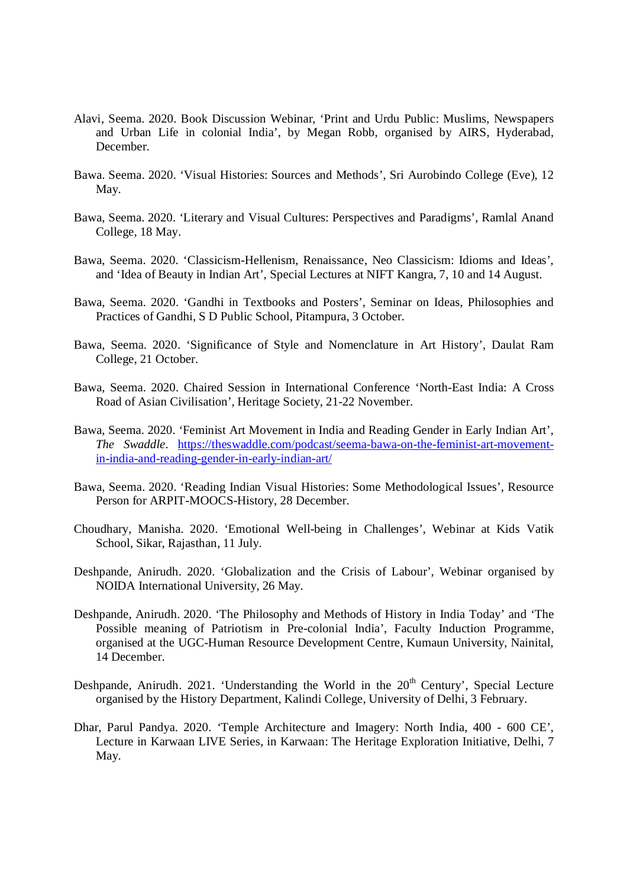Alavi, Seema. 2020. Book Discussion Webinar, ‘Print and Urdu Public: Muslims, Newspapers and Urban Life in colonial India’, by Megan Robb, organised by AIRS, Hyderabad, December.

Bawa. Seema. 2020. ‘Visual Histories: Sources and Methods’, Sri Aurobindo College (Eve), 12 May.

Bawa, Seema. 2020. ‘Literary and Visual Cultures: Perspectives and Paradigms’, Ramlal Anand College, 18 May.

Bawa, Seema. 2020. ‘Classicism-Hellenism, Renaissance, Neo Classicism: Idioms and Ideas’, and ‘Idea of Beauty in Indian Art’, Special Lectures at NIFT Kangra, 7, 10 and 14 August.

Bawa, Seema. 2020. ‘Gandhi in Textbooks and Posters’, Seminar on Ideas, Philosophies and Practices of Gandhi, S D Public School, Pitampura, 3 October.

Bawa, Seema. 2020. ‘Significance of Style and Nomenclature in Art History’, Daulat Ram College, 21 October.

Bawa, Seema. 2020. Chaired Session in International Conference ‘North-East India: A Cross Road of Asian Civilisation’, Heritage Society, 21-22 November.

Bawa, Seema. 2020. ‘Feminist Art Movement in India and Reading Gender in Early Indian Art’, *The Swaddle*. https://theswaddle.com/podcast/seema-bawa-on-the-feminist-art-movement-in-india-and-reading-gender-in-early-indian-art/

Bawa, Seema. 2020. ‘Reading Indian Visual Histories: Some Methodological Issues’, Resource Person for ARPIT-MOOCS-History, 28 December.

Choudhary, Manisha. 2020. ‘Emotional Well-being in Challenges’, Webinar at Kids Vatik School, Sikar, Rajasthan, 11 July.

Deshpande, Anirudh. 2020. ‘Globalization and the Crisis of Labour’, Webinar organised by NOIDA International University, 26 May.

Deshpande, Anirudh. 2020. ‘The Philosophy and Methods of History in India Today’ and ‘The Possible meaning of Patriotism in Pre-colonial India’, Faculty Induction Programme, organised at the UGC-Human Resource Development Centre, Kumaun University, Nainital, 14 December.

Deshpande, Anirudh. 2021. ‘Understanding the World in the 20th Century’, Special Lecture organised by the History Department, Kalindi College, University of Delhi, 3 February.

Dhar, Parul Pandya. 2020. ‘Temple Architecture and Imagery: North India, 400 - 600 CE’, Lecture in Karwaan LIVE Series, in Karwaan: The Heritage Exploration Initiative, Delhi, 7 May.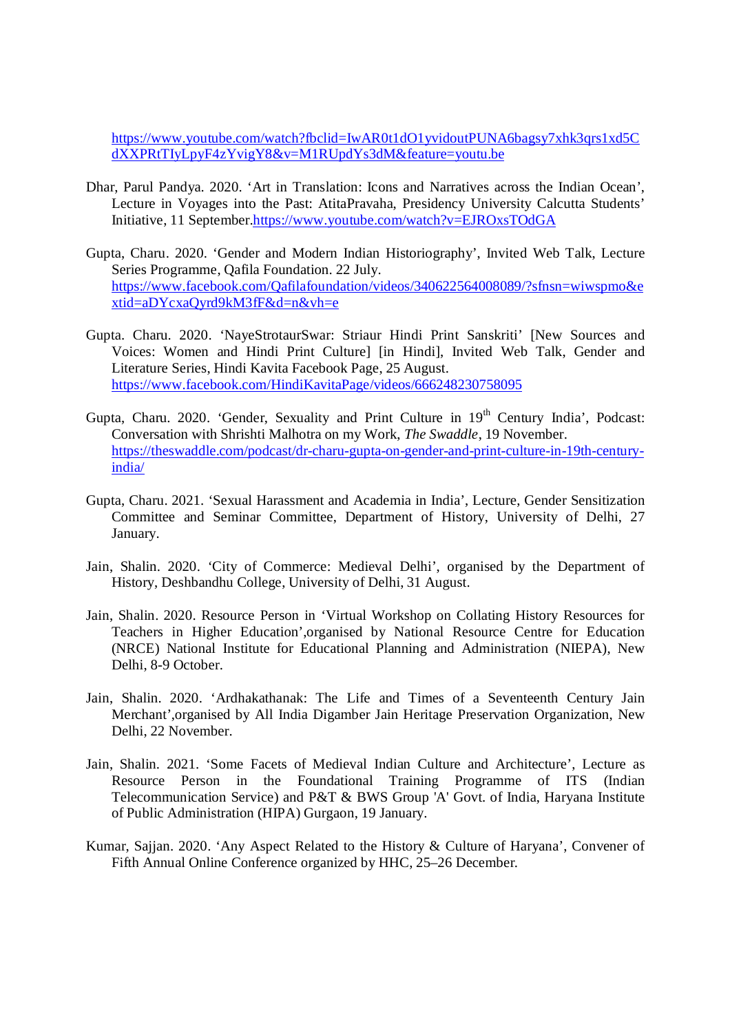https://www.youtube.com/watch?fbclid=IwAR0t1dO1yvidoutPUNA6bagsy7xhk3qrs1xd5CdXXPRtTIyLpyF4zYvigY8&v=M1RUpdYs3dM&feature=youtu.be

Dhar, Parul Pandya. 2020. 'Art in Translation: Icons and Narratives across the Indian Ocean', Lecture in Voyages into the Past: AtitaPravaha, Presidency University Calcutta Students' Initiative, 11 September.https://www.youtube.com/watch?v=EJROxsTOdGA

Gupta, Charu. 2020. 'Gender and Modern Indian Historiography', Invited Web Talk, Lecture Series Programme, Qafila Foundation. 22 July. https://www.facebook.com/Qafilafoundation/videos/340622564008089/?sfnsn=wiwspmo&extid=aDYcxaQyrd9kM3fF&d=n&vh=e

Gupta. Charu. 2020. 'NayeStrotaurSwar: Striaur Hindi Print Sanskriti' [New Sources and Voices: Women and Hindi Print Culture] [in Hindi], Invited Web Talk, Gender and Literature Series, Hindi Kavita Facebook Page, 25 August. https://www.facebook.com/HindiKavitaPage/videos/666248230758095

Gupta, Charu. 2020. 'Gender, Sexuality and Print Culture in 19th Century India', Podcast: Conversation with Shrishti Malhotra on my Work, *The Swaddle*, 19 November. https://theswaddle.com/podcast/dr-charu-gupta-on-gender-and-print-culture-in-19th-century-india/

Gupta, Charu. 2021. 'Sexual Harassment and Academia in India', Lecture, Gender Sensitization Committee and Seminar Committee, Department of History, University of Delhi, 27 January.

Jain, Shalin. 2020. 'City of Commerce: Medieval Delhi', organised by the Department of History, Deshbandhu College, University of Delhi, 31 August.

Jain, Shalin. 2020. Resource Person in 'Virtual Workshop on Collating History Resources for Teachers in Higher Education',organised by National Resource Centre for Education (NRCE) National Institute for Educational Planning and Administration (NIEPA), New Delhi, 8-9 October.

Jain, Shalin. 2020. 'Ardhakathanak: The Life and Times of a Seventeenth Century Jain Merchant',organised by All India Digamber Jain Heritage Preservation Organization, New Delhi, 22 November.

Jain, Shalin. 2021. 'Some Facets of Medieval Indian Culture and Architecture', Lecture as Resource Person in the Foundational Training Programme of ITS (Indian Telecommunication Service) and P&T & BWS Group 'A' Govt. of India, Haryana Institute of Public Administration (HIPA) Gurgaon, 19 January.

Kumar, Sajjan. 2020. 'Any Aspect Related to the History & Culture of Haryana', Convener of Fifth Annual Online Conference organized by HHC, 25–26 December.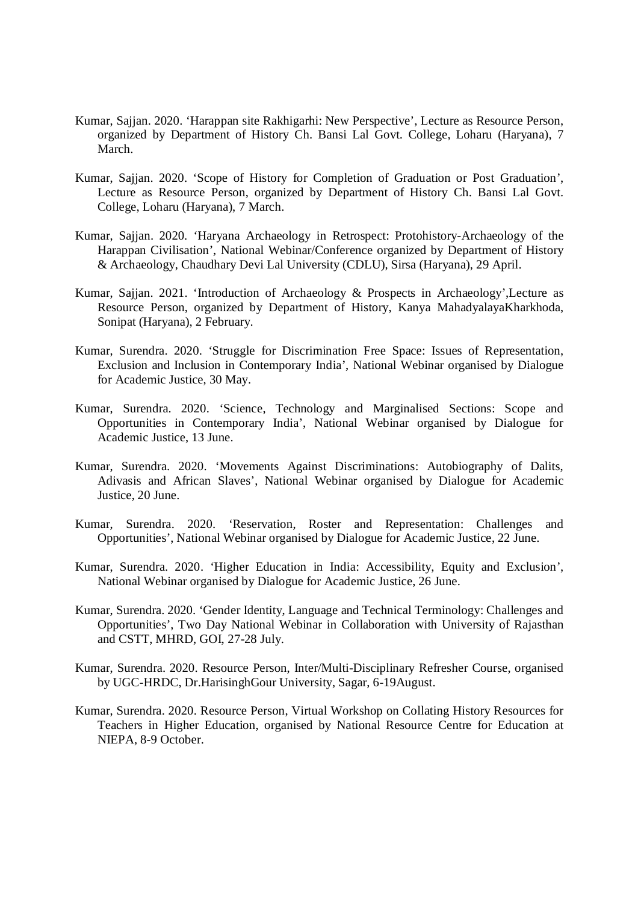Kumar, Sajjan. 2020. 'Harappan site Rakhigarhi: New Perspective', Lecture as Resource Person, organized by Department of History Ch. Bansi Lal Govt. College, Loharu (Haryana), 7 March.

Kumar, Sajjan. 2020. 'Scope of History for Completion of Graduation or Post Graduation', Lecture as Resource Person, organized by Department of History Ch. Bansi Lal Govt. College, Loharu (Haryana), 7 March.

Kumar, Sajjan. 2020. 'Haryana Archaeology in Retrospect: Protohistory-Archaeology of the Harappan Civilisation', National Webinar/Conference organized by Department of History & Archaeology, Chaudhary Devi Lal University (CDLU), Sirsa (Haryana), 29 April.

Kumar, Sajjan. 2021. 'Introduction of Archaeology & Prospects in Archaeology',Lecture as Resource Person, organized by Department of History, Kanya MahadyalayaKharkhoda, Sonipat (Haryana), 2 February.

Kumar, Surendra. 2020. 'Struggle for Discrimination Free Space: Issues of Representation, Exclusion and Inclusion in Contemporary India', National Webinar organised by Dialogue for Academic Justice, 30 May.

Kumar, Surendra. 2020. 'Science, Technology and Marginalised Sections: Scope and Opportunities in Contemporary India', National Webinar organised by Dialogue for Academic Justice, 13 June.

Kumar, Surendra. 2020. 'Movements Against Discriminations: Autobiography of Dalits, Adivasis and African Slaves', National Webinar organised by Dialogue for Academic Justice, 20 June.

Kumar, Surendra. 2020. 'Reservation, Roster and Representation: Challenges and Opportunities', National Webinar organised by Dialogue for Academic Justice, 22 June.

Kumar, Surendra. 2020. 'Higher Education in India: Accessibility, Equity and Exclusion', National Webinar organised by Dialogue for Academic Justice, 26 June.

Kumar, Surendra. 2020. 'Gender Identity, Language and Technical Terminology: Challenges and Opportunities', Two Day National Webinar in Collaboration with University of Rajasthan and CSTT, MHRD, GOI, 27-28 July.

Kumar, Surendra. 2020. Resource Person, Inter/Multi-Disciplinary Refresher Course, organised by UGC-HRDC, Dr.HarisinghGour University, Sagar, 6-19August.

Kumar, Surendra. 2020. Resource Person, Virtual Workshop on Collating History Resources for Teachers in Higher Education, organised by National Resource Centre for Education at NIEPA, 8-9 October.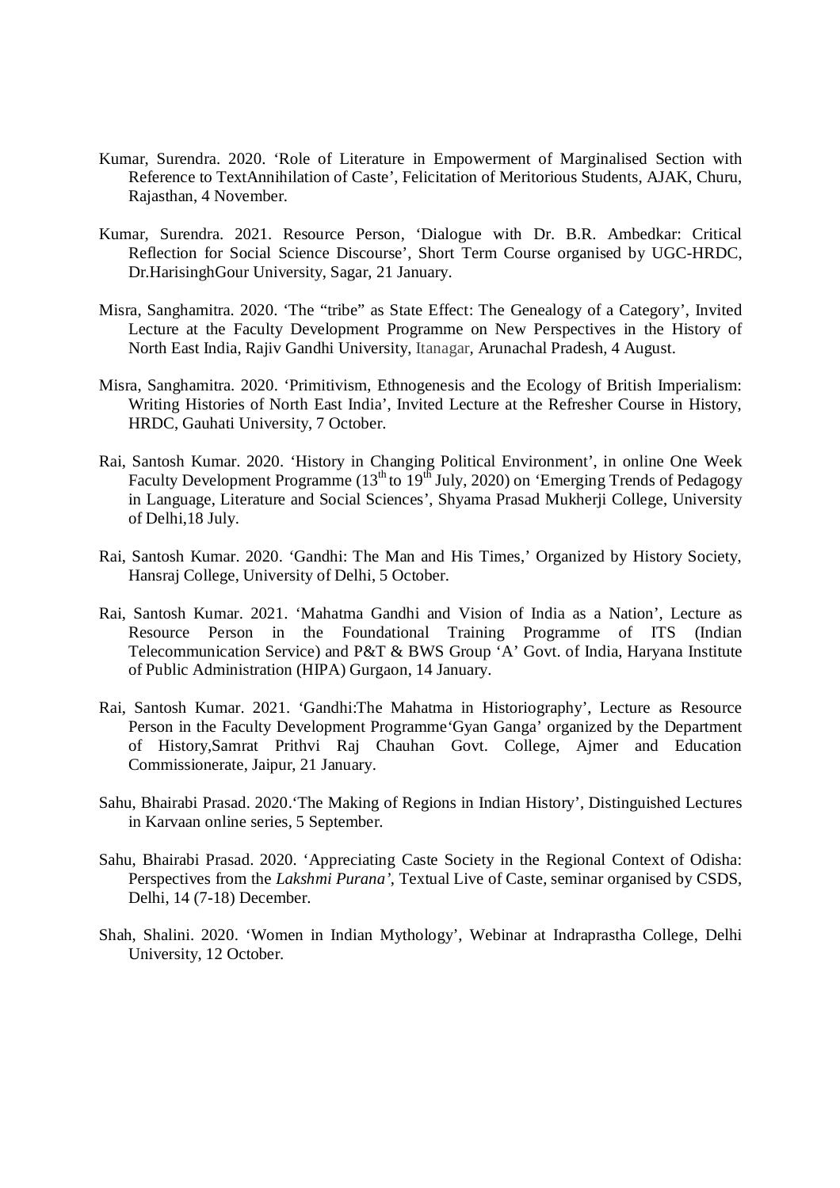Kumar, Surendra. 2020. 'Role of Literature in Empowerment of Marginalised Section with Reference to TextAnnihilation of Caste', Felicitation of Meritorious Students, AJAK, Churu, Rajasthan, 4 November.

Kumar, Surendra. 2021. Resource Person, 'Dialogue with Dr. B.R. Ambedkar: Critical Reflection for Social Science Discourse', Short Term Course organised by UGC-HRDC, Dr.HarisinghGour University, Sagar, 21 January.

Misra, Sanghamitra. 2020. 'The "tribe" as State Effect: The Genealogy of a Category', Invited Lecture at the Faculty Development Programme on New Perspectives in the History of North East India, Rajiv Gandhi University, Itanagar, Arunachal Pradesh, 4 August.

Misra, Sanghamitra. 2020. 'Primitivism, Ethnogenesis and the Ecology of British Imperialism: Writing Histories of North East India', Invited Lecture at the Refresher Course in History, HRDC, Gauhati University, 7 October.

Rai, Santosh Kumar. 2020. 'History in Changing Political Environment', in online One Week Faculty Development Programme (13th to 19th July, 2020) on 'Emerging Trends of Pedagogy in Language, Literature and Social Sciences', Shyama Prasad Mukherji College, University of Delhi,18 July.

Rai, Santosh Kumar. 2020. 'Gandhi: The Man and His Times,' Organized by History Society, Hansraj College, University of Delhi, 5 October.

Rai, Santosh Kumar. 2021. 'Mahatma Gandhi and Vision of India as a Nation', Lecture as Resource Person in the Foundational Training Programme of ITS (Indian Telecommunication Service) and P&T & BWS Group 'A' Govt. of India, Haryana Institute of Public Administration (HIPA) Gurgaon, 14 January.

Rai, Santosh Kumar. 2021. 'Gandhi:The Mahatma in Historiography', Lecture as Resource Person in the Faculty Development Programme'Gyan Ganga' organized by the Department of History,Samrat Prithvi Raj Chauhan Govt. College, Ajmer and Education Commissionerate, Jaipur, 21 January.

Sahu, Bhairabi Prasad. 2020.'The Making of Regions in Indian History', Distinguished Lectures in Karvaan online series, 5 September.

Sahu, Bhairabi Prasad. 2020. 'Appreciating Caste Society in the Regional Context of Odisha: Perspectives from the *Lakshmi Purana'*, Textual Live of Caste, seminar organised by CSDS, Delhi, 14 (7-18) December.

Shah, Shalini. 2020. 'Women in Indian Mythology', Webinar at Indraprastha College, Delhi University, 12 October.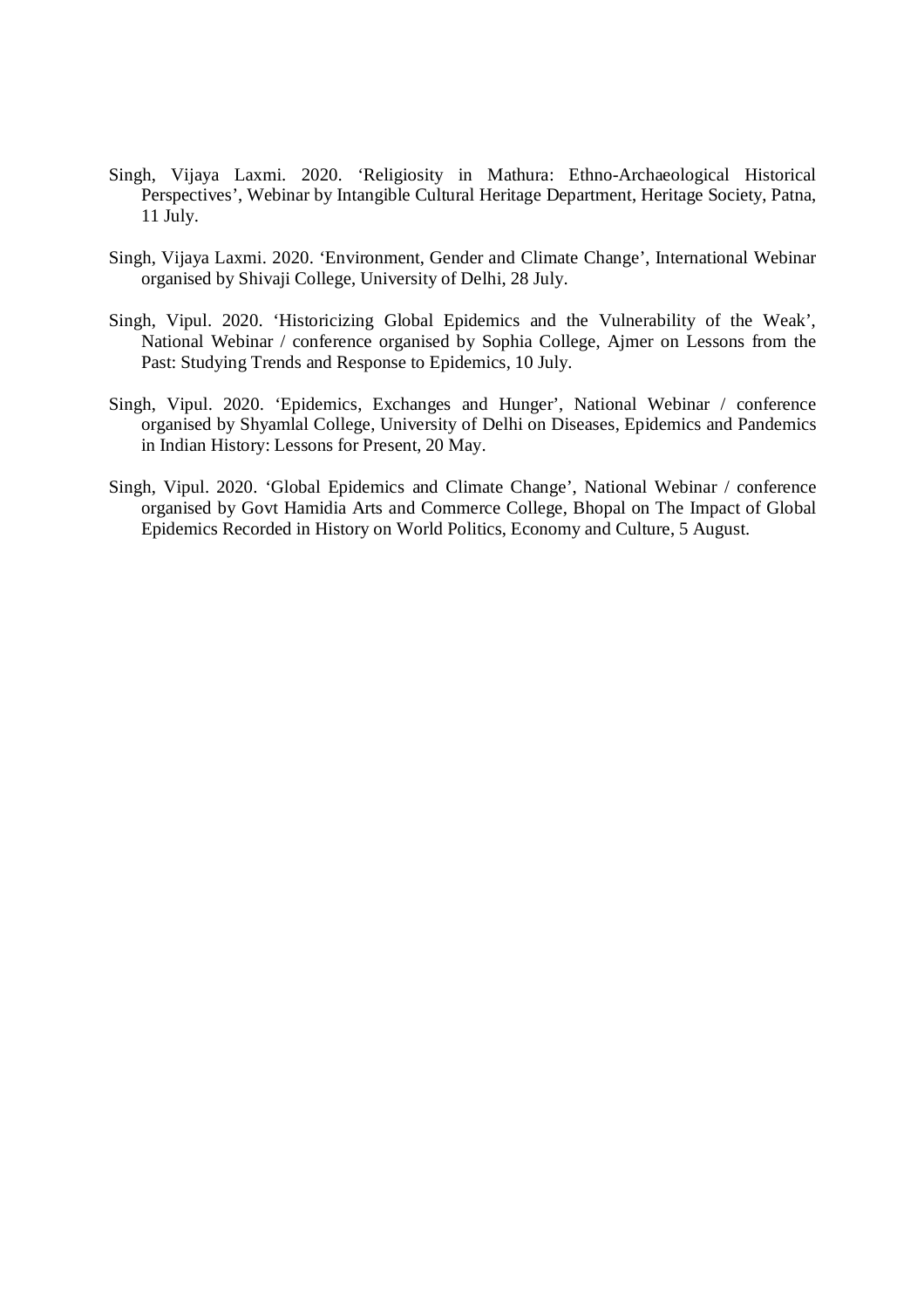Singh, Vijaya Laxmi. 2020. 'Religiosity in Mathura: Ethno-Archaeological Historical Perspectives', Webinar by Intangible Cultural Heritage Department, Heritage Society, Patna, 11 July.

Singh, Vijaya Laxmi. 2020. 'Environment, Gender and Climate Change', International Webinar organised by Shivaji College, University of Delhi, 28 July.

Singh, Vipul. 2020. 'Historicizing Global Epidemics and the Vulnerability of the Weak', National Webinar / conference organised by Sophia College, Ajmer on Lessons from the Past: Studying Trends and Response to Epidemics, 10 July.

Singh, Vipul. 2020. 'Epidemics, Exchanges and Hunger', National Webinar / conference organised by Shyamlal College, University of Delhi on Diseases, Epidemics and Pandemics in Indian History: Lessons for Present, 20 May.

Singh, Vipul. 2020. 'Global Epidemics and Climate Change', National Webinar / conference organised by Govt Hamidia Arts and Commerce College, Bhopal on The Impact of Global Epidemics Recorded in History on World Politics, Economy and Culture, 5 August.